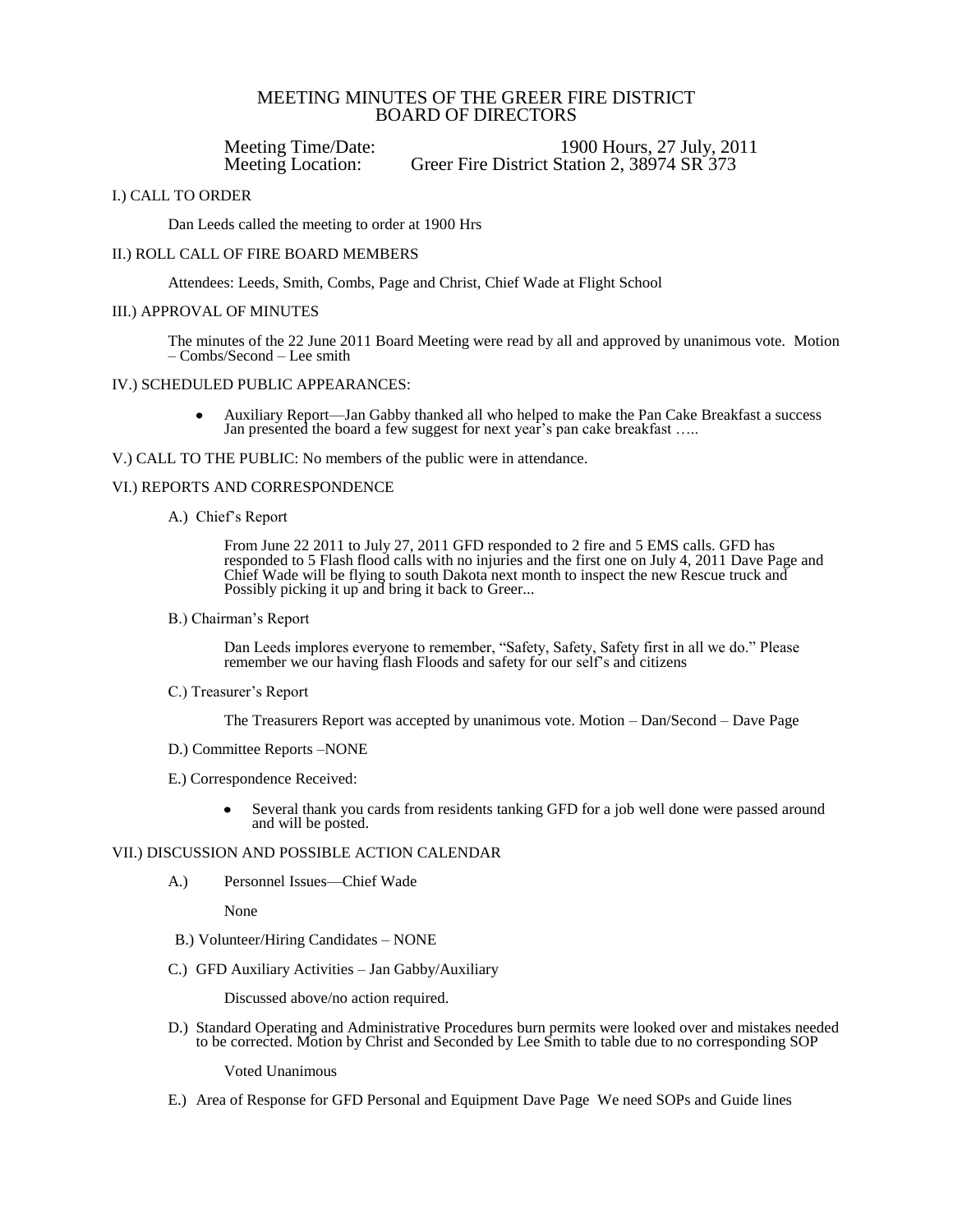# MEETING MINUTES OF THE GREER FIRE DISTRICT BOARD OF DIRECTORS

Meeting Time/Date: 1900 Hours, 27 July, 2011
Meeting Location: Greer Fire District Station 2, 38974 SR 373

## I.) CALL TO ORDER

Dan Leeds called the meeting to order at 1900 Hrs

## II.) ROLL CALL OF FIRE BOARD MEMBERS

Attendees: Leeds, Smith, Combs, Page and Christ, Chief Wade at Flight School

## III.) APPROVAL OF MINUTES

The minutes of the 22 June 2011 Board Meeting were read by all and approved by unanimous vote. Motion – Combs/Second – Lee smith

## IV.) SCHEDULED PUBLIC APPEARANCES:

- Auxiliary Report—Jan Gabby thanked all who helped to make the Pan Cake Breakfast a success Jan presented the board a few suggest for next year's pan cake breakfast …..

## V.) CALL TO THE PUBLIC: No members of the public were in attendance.

## VI.) REPORTS AND CORRESPONDENCE

A.) Chief's Report

From June 22 2011 to July 27, 2011 GFD responded to 2 fire and 5 EMS calls. GFD has responded to 5 Flash flood calls with no injuries and the first one on July 4, 2011 Dave Page and Chief Wade will be flying to south Dakota next month to inspect the new Rescue truck and Possibly picking it up and bring it back to Greer...

B.) Chairman's Report

Dan Leeds implores everyone to remember, "Safety, Safety, Safety first in all we do." Please remember we our having flash Floods and safety for our self's and citizens

C.) Treasurer's Report

The Treasurers Report was accepted by unanimous vote. Motion – Dan/Second – Dave Page

D.) Committee Reports –NONE

E.) Correspondence Received:

- Several thank you cards from residents tanking GFD for a job well done were passed around and will be posted.

## VII.) DISCUSSION AND POSSIBLE ACTION CALENDAR

A.) Personnel Issues—Chief Wade

None

B.) Volunteer/Hiring Candidates – NONE

C.) GFD Auxiliary Activities – Jan Gabby/Auxiliary

Discussed above/no action required.

D.) Standard Operating and Administrative Procedures burn permits were looked over and mistakes needed to be corrected. Motion by Christ and Seconded by Lee Smith to table due to no corresponding SOP

Voted Unanimous

E.) Area of Response for GFD Personal and Equipment Dave Page We need SOPs and Guide lines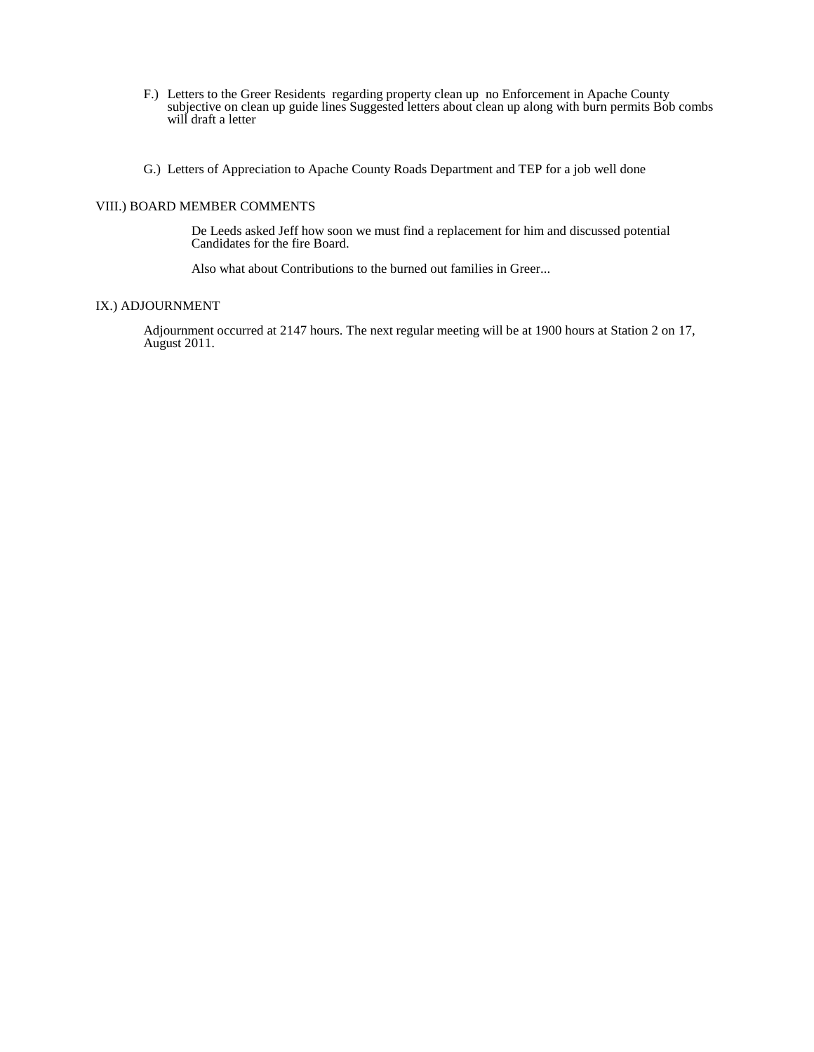F.) Letters to the Greer Residents regarding property clean up no Enforcement in Apache County subjective on clean up guide lines Suggested letters about clean up along with burn permits Bob combs will draft a letter

G.) Letters of Appreciation to Apache County Roads Department and TEP for a job well done

## VIII.) BOARD MEMBER COMMENTS

De Leeds asked Jeff how soon we must find a replacement for him and discussed potential Candidates for the fire Board.

Also what about Contributions to the burned out families in Greer...

## IX.) ADJOURNMENT

Adjournment occurred at 2147 hours. The next regular meeting will be at 1900 hours at Station 2 on 17, August 2011.